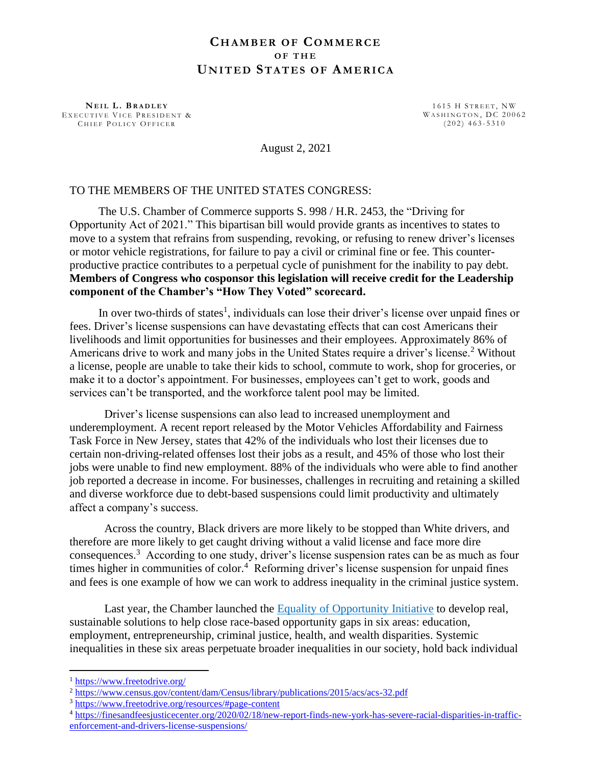# CHAMBER OF COMMERCE OF THE UNITED STATES OF AMERICA

**NEIL L. BRADLEY**
EXECUTIVE VICE PRESIDENT &
CHIEF POLICY OFFICER

1615 H STREET, NW
WASHINGTON, DC 20062
(202) 463-5310

August 2, 2021

TO THE MEMBERS OF THE UNITED STATES CONGRESS:

The U.S. Chamber of Commerce supports S. 998 / H.R. 2453, the "Driving for Opportunity Act of 2021." This bipartisan bill would provide grants as incentives to states to move to a system that refrains from suspending, revoking, or refusing to renew driver's licenses or motor vehicle registrations, for failure to pay a civil or criminal fine or fee. This counter-productive practice contributes to a perpetual cycle of punishment for the inability to pay debt. **Members of Congress who cosponsor this legislation will receive credit for the Leadership component of the Chamber's "How They Voted" scorecard.**

In over two-thirds of states[1], individuals can lose their driver's license over unpaid fines or fees. Driver's license suspensions can have devastating effects that can cost Americans their livelihoods and limit opportunities for businesses and their employees. Approximately 86% of Americans drive to work and many jobs in the United States require a driver's license.[2] Without a license, people are unable to take their kids to school, commute to work, shop for groceries, or make it to a doctor's appointment. For businesses, employees can't get to work, goods and services can't be transported, and the workforce talent pool may be limited.

Driver's license suspensions can also lead to increased unemployment and underemployment. A recent report released by the Motor Vehicles Affordability and Fairness Task Force in New Jersey, states that 42% of the individuals who lost their licenses due to certain non-driving-related offenses lost their jobs as a result, and 45% of those who lost their jobs were unable to find new employment. 88% of the individuals who were able to find another job reported a decrease in income. For businesses, challenges in recruiting and retaining a skilled and diverse workforce due to debt-based suspensions could limit productivity and ultimately affect a company's success.

Across the country, Black drivers are more likely to be stopped than White drivers, and therefore are more likely to get caught driving without a valid license and face more dire consequences.[3] According to one study, driver's license suspension rates can be as much as four times higher in communities of color.[4] Reforming driver's license suspension for unpaid fines and fees is one example of how we can work to address inequality in the criminal justice system.

Last year, the Chamber launched the [Equality of Opportunity Initiative](#) to develop real, sustainable solutions to help close race-based opportunity gaps in six areas: education, employment, entrepreneurship, criminal justice, health, and wealth disparities. Systemic inequalities in these six areas perpetuate broader inequalities in our society, hold back individual

---

[1] https://www.freetodrive.org/
[2] https://www.census.gov/content/dam/Census/library/publications/2015/acs/acs-32.pdf
[3] https://www.freetodrive.org/resources/#page-content
[4] https://finesandfeesjusticecenter.org/2020/02/18/new-report-finds-new-york-has-severe-racial-disparities-in-traffic-enforcement-and-drivers-license-suspensions/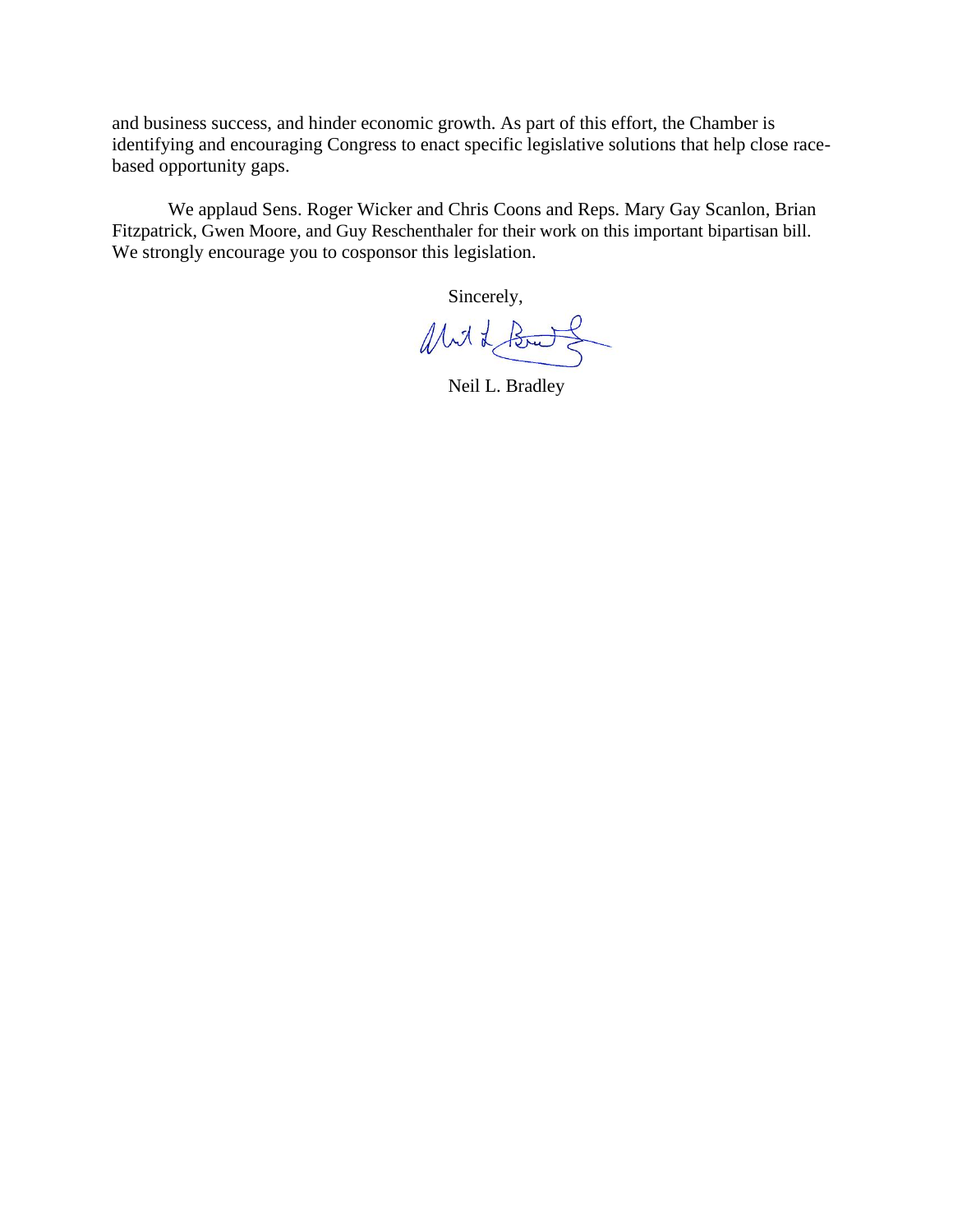and business success, and hinder economic growth. As part of this effort, the Chamber is identifying and encouraging Congress to enact specific legislative solutions that help close race-based opportunity gaps.

We applaud Sens. Roger Wicker and Chris Coons and Reps. Mary Gay Scanlon, Brian Fitzpatrick, Gwen Moore, and Guy Reschenthaler for their work on this important bipartisan bill. We strongly encourage you to cosponsor this legislation.

Sincerely,

Neil L. Bradley